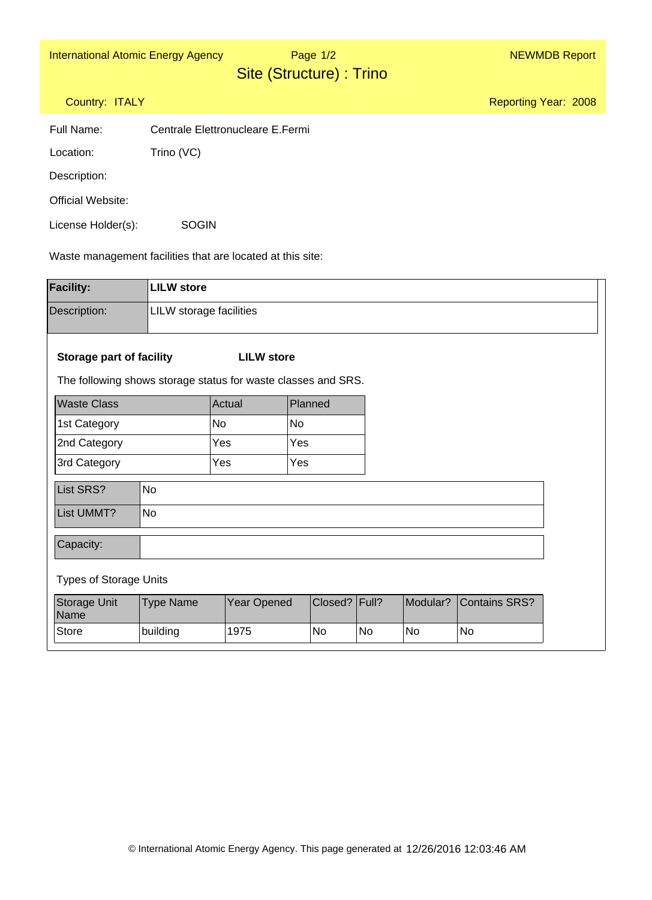# Site (Structure) : Trino

Country: ITALY

Reporting Year: 2008

Full Name: Centrale Elettronucleare E.Fermi

Location: Trino (VC)

Description:

Official Website:

License Holder(s): SOGIN

Waste management facilities that are located at this site:

| Facility: | LILW store |
|---|---|
| Description: | LILW storage facilities |

**Storage part of facility** **LILW store**

The following shows storage status for waste classes and SRS.

| Waste Class | Actual | Planned |
|---|---|---|
| 1st Category | No | No |
| 2nd Category | Yes | Yes |
| 3rd Category | Yes | Yes |

| List SRS? | No |
|---|---|
| List UMMT? | No |

| Capacity: | |
|---|---|

Types of Storage Units

| Storage Unit Name | Type Name | Year Opened | Closed? | Full? | Modular? | Contains SRS? |
|---|---|---|---|---|---|---|
| Store | building | 1975 | No | No | No | No |

© International Atomic Energy Agency. This page generated at 12/26/2016 12:03:46 AM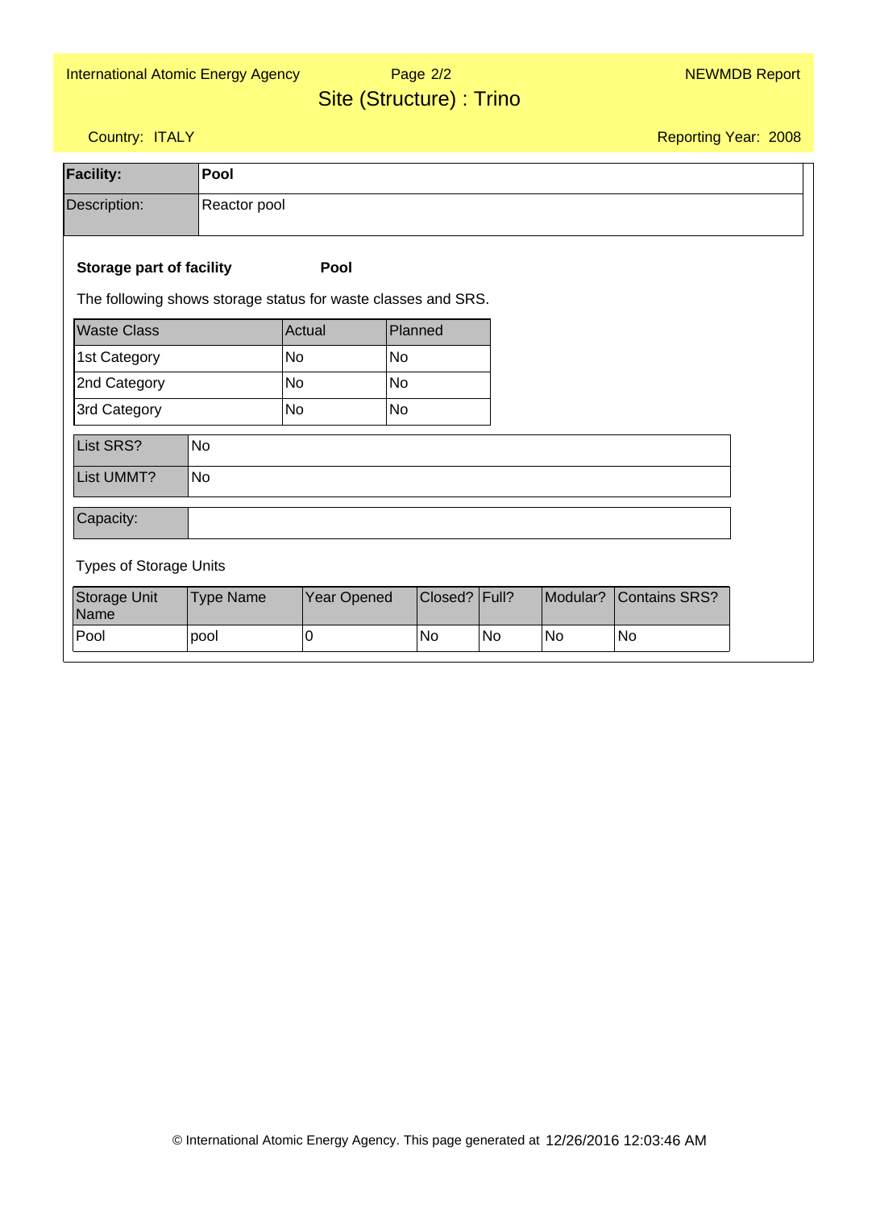# Site (Structure) : Trino

Country: ITALY

Reporting Year: 2008

| | |
|---|---|
| **Facility:** | **Pool** |
| Description: | Reactor pool |

**Storage part of facility** **Pool**

The following shows storage status for waste classes and SRS.

| Waste Class | Actual | Planned |
|---|---|---|
| 1st Category | No | No |
| 2nd Category | No | No |
| 3rd Category | No | No |

| | |
|---|---|
| List SRS? | No |
| List UMMT? | No |

| | |
|---|---|
| Capacity: | |

Types of Storage Units

| Storage Unit Name | Type Name | Year Opened | Closed? | Full? | Modular? | Contains SRS? |
|---|---|---|---|---|---|---|
| Pool | pool | 0 | No | No | No | No |

© International Atomic Energy Agency. This page generated at 12/26/2016 12:03:46 AM